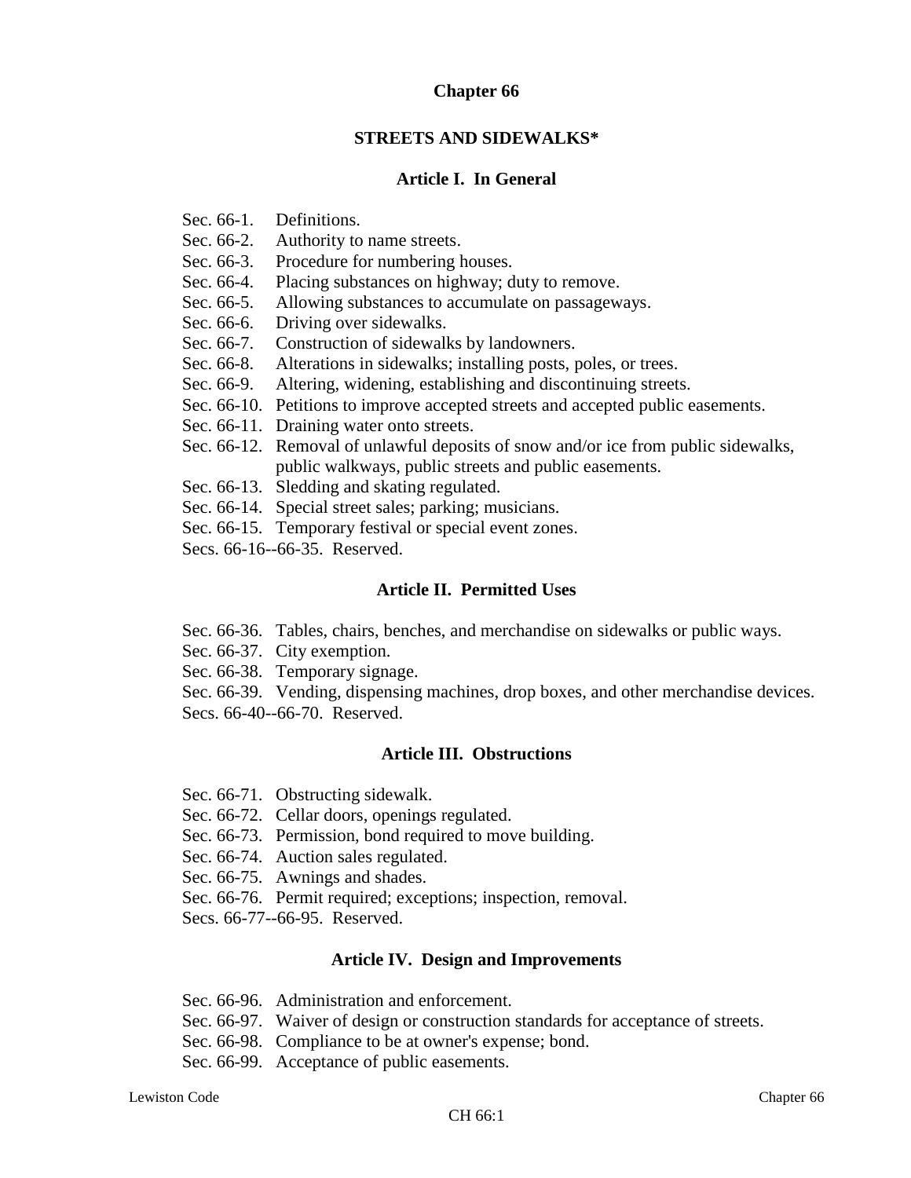# Chapter 66

## STREETS AND SIDEWALKS*

### Article I. In General

Sec. 66-1. Definitions.
Sec. 66-2. Authority to name streets.
Sec. 66-3. Procedure for numbering houses.
Sec. 66-4. Placing substances on highway; duty to remove.
Sec. 66-5. Allowing substances to accumulate on passageways.
Sec. 66-6. Driving over sidewalks.
Sec. 66-7. Construction of sidewalks by landowners.
Sec. 66-8. Alterations in sidewalks; installing posts, poles, or trees.
Sec. 66-9. Altering, widening, establishing and discontinuing streets.
Sec. 66-10. Petitions to improve accepted streets and accepted public easements.
Sec. 66-11. Draining water onto streets.
Sec. 66-12. Removal of unlawful deposits of snow and/or ice from public sidewalks, public walkways, public streets and public easements.
Sec. 66-13. Sledding and skating regulated.
Sec. 66-14. Special street sales; parking; musicians.
Sec. 66-15. Temporary festival or special event zones.
Secs. 66-16--66-35. Reserved.

### Article II. Permitted Uses

Sec. 66-36. Tables, chairs, benches, and merchandise on sidewalks or public ways.
Sec. 66-37. City exemption.
Sec. 66-38. Temporary signage.
Sec. 66-39. Vending, dispensing machines, drop boxes, and other merchandise devices.
Secs. 66-40--66-70. Reserved.

### Article III. Obstructions

Sec. 66-71. Obstructing sidewalk.
Sec. 66-72. Cellar doors, openings regulated.
Sec. 66-73. Permission, bond required to move building.
Sec. 66-74. Auction sales regulated.
Sec. 66-75. Awnings and shades.
Sec. 66-76. Permit required; exceptions; inspection, removal.
Secs. 66-77--66-95. Reserved.

### Article IV. Design and Improvements

Sec. 66-96. Administration and enforcement.
Sec. 66-97. Waiver of design or construction standards for acceptance of streets.
Sec. 66-98. Compliance to be at owner's expense; bond.
Sec. 66-99. Acceptance of public easements.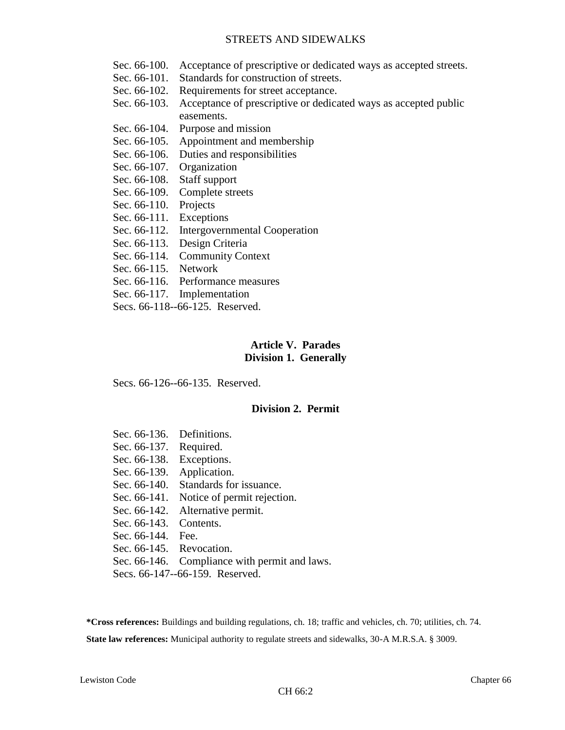Sec. 66-100. Acceptance of prescriptive or dedicated ways as accepted streets.
Sec. 66-101. Standards for construction of streets.
Sec. 66-102. Requirements for street acceptance.
Sec. 66-103. Acceptance of prescriptive or dedicated ways as accepted public easements.
Sec. 66-104. Purpose and mission
Sec. 66-105. Appointment and membership
Sec. 66-106. Duties and responsibilities
Sec. 66-107. Organization
Sec. 66-108. Staff support
Sec. 66-109. Complete streets
Sec. 66-110. Projects
Sec. 66-111. Exceptions
Sec. 66-112. Intergovernmental Cooperation
Sec. 66-113. Design Criteria
Sec. 66-114. Community Context
Sec. 66-115. Network
Sec. 66-116. Performance measures
Sec. 66-117. Implementation
Secs. 66-118--66-125. Reserved.

## Article V. Parades
### Division 1. Generally

Secs. 66-126--66-135. Reserved.

### Division 2. Permit

Sec. 66-136. Definitions.
Sec. 66-137. Required.
Sec. 66-138. Exceptions.
Sec. 66-139. Application.
Sec. 66-140. Standards for issuance.
Sec. 66-141. Notice of permit rejection.
Sec. 66-142. Alternative permit.
Sec. 66-143. Contents.
Sec. 66-144. Fee.
Sec. 66-145. Revocation.
Sec. 66-146. Compliance with permit and laws.
Secs. 66-147--66-159. Reserved.

***Cross references:** Buildings and building regulations, ch. 18; traffic and vehicles, ch. 70; utilities, ch. 74.

**State law references:** Municipal authority to regulate streets and sidewalks, 30-A M.R.S.A. § 3009.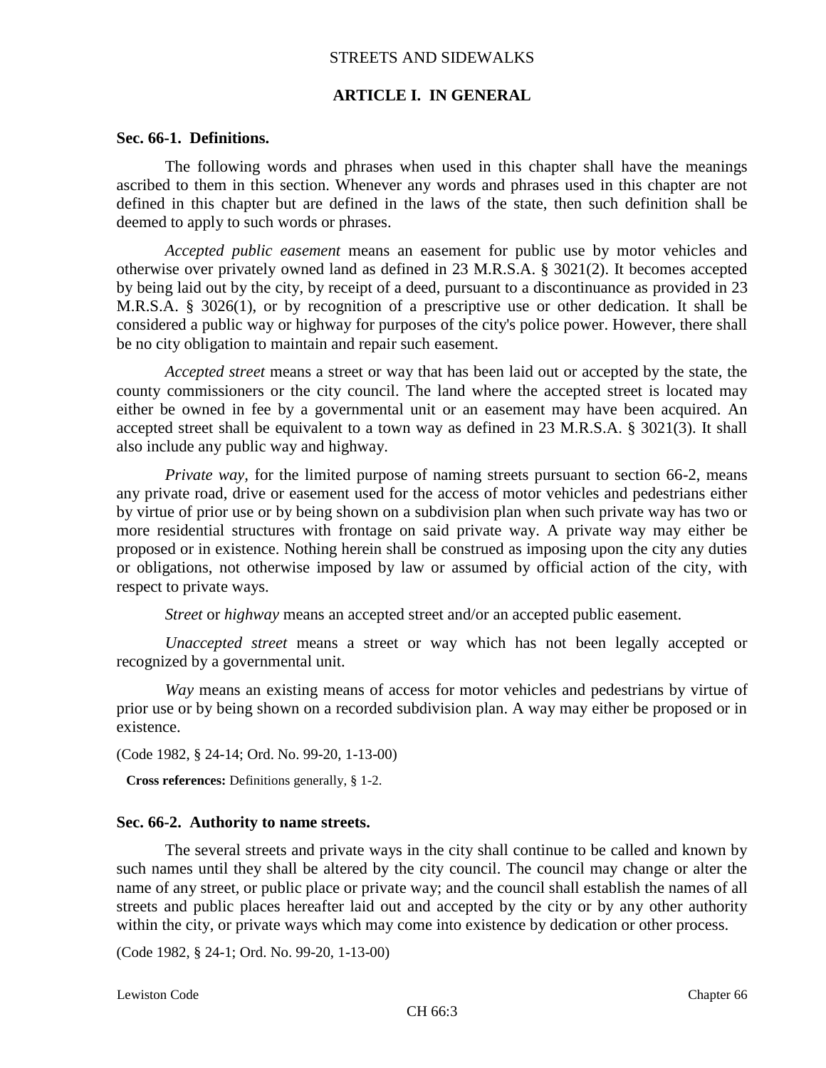# STREETS AND SIDEWALKS

## ARTICLE I. IN GENERAL

### Sec. 66-1. Definitions.

The following words and phrases when used in this chapter shall have the meanings ascribed to them in this section. Whenever any words and phrases used in this chapter are not defined in this chapter but are defined in the laws of the state, then such definition shall be deemed to apply to such words or phrases.

*Accepted public easement* means an easement for public use by motor vehicles and otherwise over privately owned land as defined in 23 M.R.S.A. § 3021(2). It becomes accepted by being laid out by the city, by receipt of a deed, pursuant to a discontinuance as provided in 23 M.R.S.A. § 3026(1), or by recognition of a prescriptive use or other dedication. It shall be considered a public way or highway for purposes of the city's police power. However, there shall be no city obligation to maintain and repair such easement.

*Accepted street* means a street or way that has been laid out or accepted by the state, the county commissioners or the city council. The land where the accepted street is located may either be owned in fee by a governmental unit or an easement may have been acquired. An accepted street shall be equivalent to a town way as defined in 23 M.R.S.A. § 3021(3). It shall also include any public way and highway.

*Private way,* for the limited purpose of naming streets pursuant to section 66-2, means any private road, drive or easement used for the access of motor vehicles and pedestrians either by virtue of prior use or by being shown on a subdivision plan when such private way has two or more residential structures with frontage on said private way. A private way may either be proposed or in existence. Nothing herein shall be construed as imposing upon the city any duties or obligations, not otherwise imposed by law or assumed by official action of the city, with respect to private ways.

*Street* or *highway* means an accepted street and/or an accepted public easement.

*Unaccepted street* means a street or way which has not been legally accepted or recognized by a governmental unit.

*Way* means an existing means of access for motor vehicles and pedestrians by virtue of prior use or by being shown on a recorded subdivision plan. A way may either be proposed or in existence.

(Code 1982, § 24-14; Ord. No. 99-20, 1-13-00)

**Cross references:** Definitions generally, § 1-2.

### Sec. 66-2. Authority to name streets.

The several streets and private ways in the city shall continue to be called and known by such names until they shall be altered by the city council. The council may change or alter the name of any street, or public place or private way; and the council shall establish the names of all streets and public places hereafter laid out and accepted by the city or by any other authority within the city, or private ways which may come into existence by dedication or other process.

(Code 1982, § 24-1; Ord. No. 99-20, 1-13-00)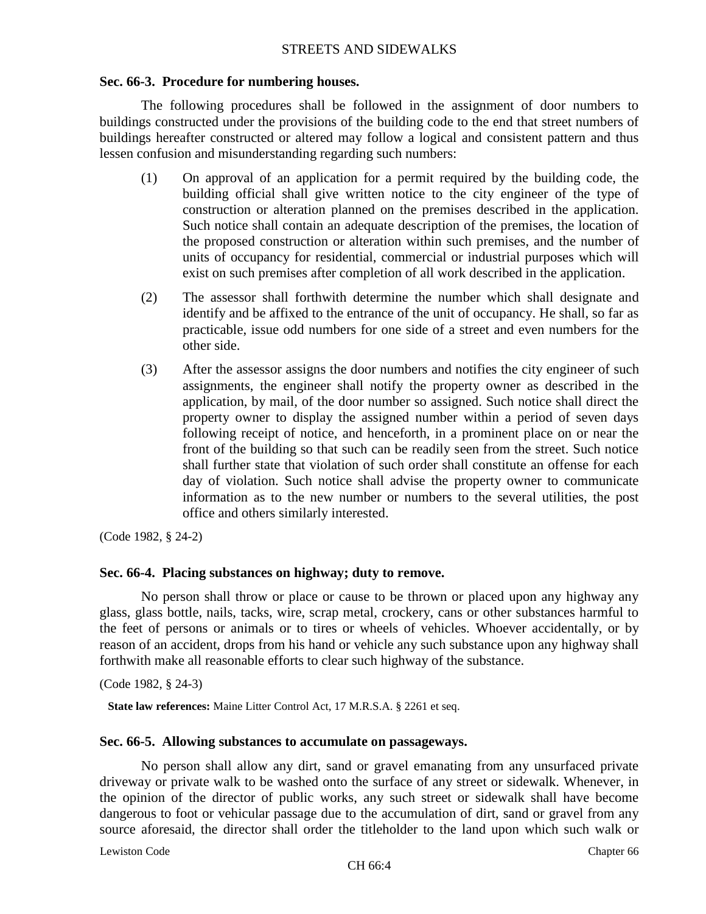### Sec. 66-3. Procedure for numbering houses.

The following procedures shall be followed in the assignment of door numbers to buildings constructed under the provisions of the building code to the end that street numbers of buildings hereafter constructed or altered may follow a logical and consistent pattern and thus lessen confusion and misunderstanding regarding such numbers:

(1) On approval of an application for a permit required by the building code, the building official shall give written notice to the city engineer of the type of construction or alteration planned on the premises described in the application. Such notice shall contain an adequate description of the premises, the location of the proposed construction or alteration within such premises, and the number of units of occupancy for residential, commercial or industrial purposes which will exist on such premises after completion of all work described in the application.

(2) The assessor shall forthwith determine the number which shall designate and identify and be affixed to the entrance of the unit of occupancy. He shall, so far as practicable, issue odd numbers for one side of a street and even numbers for the other side.

(3) After the assessor assigns the door numbers and notifies the city engineer of such assignments, the engineer shall notify the property owner as described in the application, by mail, of the door number so assigned. Such notice shall direct the property owner to display the assigned number within a period of seven days following receipt of notice, and henceforth, in a prominent place on or near the front of the building so that such can be readily seen from the street. Such notice shall further state that violation of such order shall constitute an offense for each day of violation. Such notice shall advise the property owner to communicate information as to the new number or numbers to the several utilities, the post office and others similarly interested.

(Code 1982, § 24-2)

### Sec. 66-4. Placing substances on highway; duty to remove.

No person shall throw or place or cause to be thrown or placed upon any highway any glass, glass bottle, nails, tacks, wire, scrap metal, crockery, cans or other substances harmful to the feet of persons or animals or to tires or wheels of vehicles. Whoever accidentally, or by reason of an accident, drops from his hand or vehicle any such substance upon any highway shall forthwith make all reasonable efforts to clear such highway of the substance.

(Code 1982, § 24-3)

**State law references:** Maine Litter Control Act, 17 M.R.S.A. § 2261 et seq.

### Sec. 66-5. Allowing substances to accumulate on passageways.

No person shall allow any dirt, sand or gravel emanating from any unsurfaced private driveway or private walk to be washed onto the surface of any street or sidewalk. Whenever, in the opinion of the director of public works, any such street or sidewalk shall have become dangerous to foot or vehicular passage due to the accumulation of dirt, sand or gravel from any source aforesaid, the director shall order the titleholder to the land upon which such walk or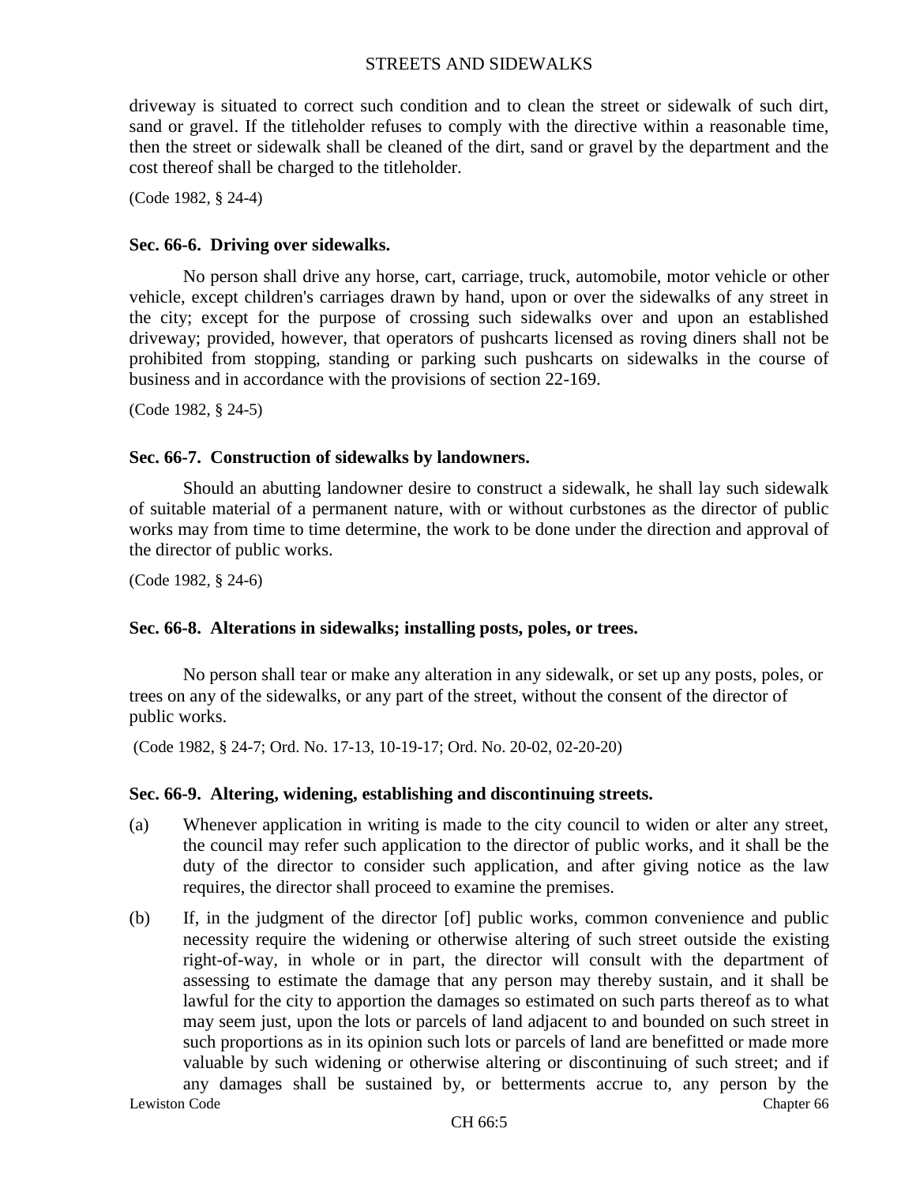driveway is situated to correct such condition and to clean the street or sidewalk of such dirt, sand or gravel. If the titleholder refuses to comply with the directive within a reasonable time, then the street or sidewalk shall be cleaned of the dirt, sand or gravel by the department and the cost thereof shall be charged to the titleholder.

(Code 1982, § 24-4)

### Sec. 66-6. Driving over sidewalks.

No person shall drive any horse, cart, carriage, truck, automobile, motor vehicle or other vehicle, except children's carriages drawn by hand, upon or over the sidewalks of any street in the city; except for the purpose of crossing such sidewalks over and upon an established driveway; provided, however, that operators of pushcarts licensed as roving diners shall not be prohibited from stopping, standing or parking such pushcarts on sidewalks in the course of business and in accordance with the provisions of section 22-169.

(Code 1982, § 24-5)

### Sec. 66-7. Construction of sidewalks by landowners.

Should an abutting landowner desire to construct a sidewalk, he shall lay such sidewalk of suitable material of a permanent nature, with or without curbstones as the director of public works may from time to time determine, the work to be done under the direction and approval of the director of public works.

(Code 1982, § 24-6)

### Sec. 66-8. Alterations in sidewalks; installing posts, poles, or trees.

No person shall tear or make any alteration in any sidewalk, or set up any posts, poles, or trees on any of the sidewalks, or any part of the street, without the consent of the director of public works.

(Code 1982, § 24-7; Ord. No. 17-13, 10-19-17; Ord. No. 20-02, 02-20-20)

### Sec. 66-9. Altering, widening, establishing and discontinuing streets.

(a) Whenever application in writing is made to the city council to widen or alter any street, the council may refer such application to the director of public works, and it shall be the duty of the director to consider such application, and after giving notice as the law requires, the director shall proceed to examine the premises.

(b) If, in the judgment of the director [of] public works, common convenience and public necessity require the widening or otherwise altering of such street outside the existing right-of-way, in whole or in part, the director will consult with the department of assessing to estimate the damage that any person may thereby sustain, and it shall be lawful for the city to apportion the damages so estimated on such parts thereof as to what may seem just, upon the lots or parcels of land adjacent to and bounded on such street in such proportions as in its opinion such lots or parcels of land are benefitted or made more valuable by such widening or otherwise altering or discontinuing of such street; and if any damages shall be sustained by, or betterments accrue to, any person by the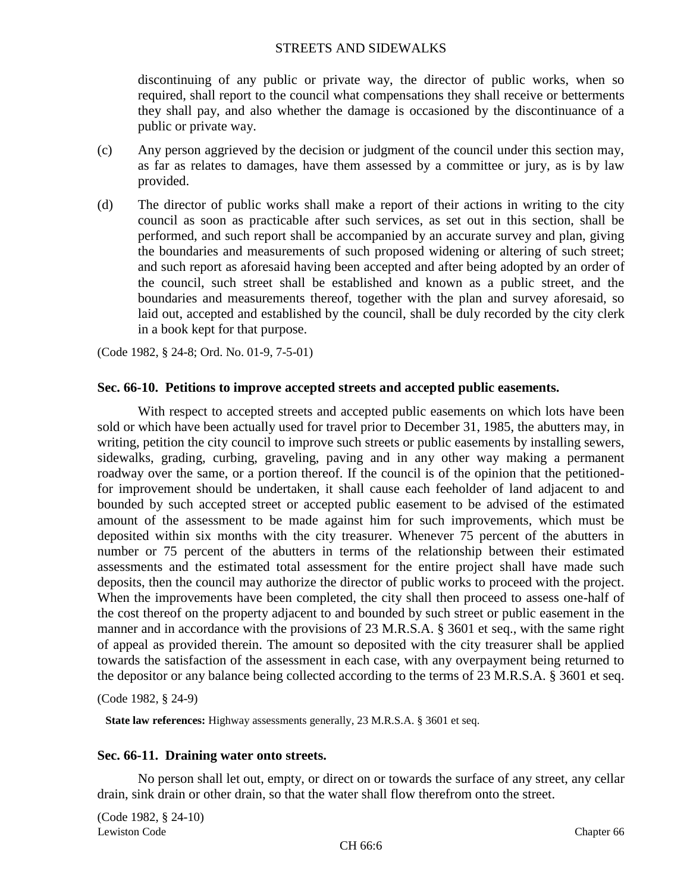discontinuing of any public or private way, the director of public works, when so required, shall report to the council what compensations they shall receive or betterments they shall pay, and also whether the damage is occasioned by the discontinuance of a public or private way.

(c) Any person aggrieved by the decision or judgment of the council under this section may, as far as relates to damages, have them assessed by a committee or jury, as is by law provided.

(d) The director of public works shall make a report of their actions in writing to the city council as soon as practicable after such services, as set out in this section, shall be performed, and such report shall be accompanied by an accurate survey and plan, giving the boundaries and measurements of such proposed widening or altering of such street; and such report as aforesaid having been accepted and after being adopted by an order of the council, such street shall be established and known as a public street, and the boundaries and measurements thereof, together with the plan and survey aforesaid, so laid out, accepted and established by the council, shall be duly recorded by the city clerk in a book kept for that purpose.

(Code 1982, § 24-8; Ord. No. 01-9, 7-5-01)

### Sec. 66-10. Petitions to improve accepted streets and accepted public easements.

With respect to accepted streets and accepted public easements on which lots have been sold or which have been actually used for travel prior to December 31, 1985, the abutters may, in writing, petition the city council to improve such streets or public easements by installing sewers, sidewalks, grading, curbing, graveling, paving and in any other way making a permanent roadway over the same, or a portion thereof. If the council is of the opinion that the petitioned-for improvement should be undertaken, it shall cause each feeholder of land adjacent to and bounded by such accepted street or accepted public easement to be advised of the estimated amount of the assessment to be made against him for such improvements, which must be deposited within six months with the city treasurer. Whenever 75 percent of the abutters in number or 75 percent of the abutters in terms of the relationship between their estimated assessments and the estimated total assessment for the entire project shall have made such deposits, then the council may authorize the director of public works to proceed with the project. When the improvements have been completed, the city shall then proceed to assess one-half of the cost thereof on the property adjacent to and bounded by such street or public easement in the manner and in accordance with the provisions of 23 M.R.S.A. § 3601 et seq., with the same right of appeal as provided therein. The amount so deposited with the city treasurer shall be applied towards the satisfaction of the assessment in each case, with any overpayment being returned to the depositor or any balance being collected according to the terms of 23 M.R.S.A. § 3601 et seq.

(Code 1982, § 24-9)

**State law references:** Highway assessments generally, 23 M.R.S.A. § 3601 et seq.

### Sec. 66-11. Draining water onto streets.

No person shall let out, empty, or direct on or towards the surface of any street, any cellar drain, sink drain or other drain, so that the water shall flow therefrom onto the street.

(Code 1982, § 24-10)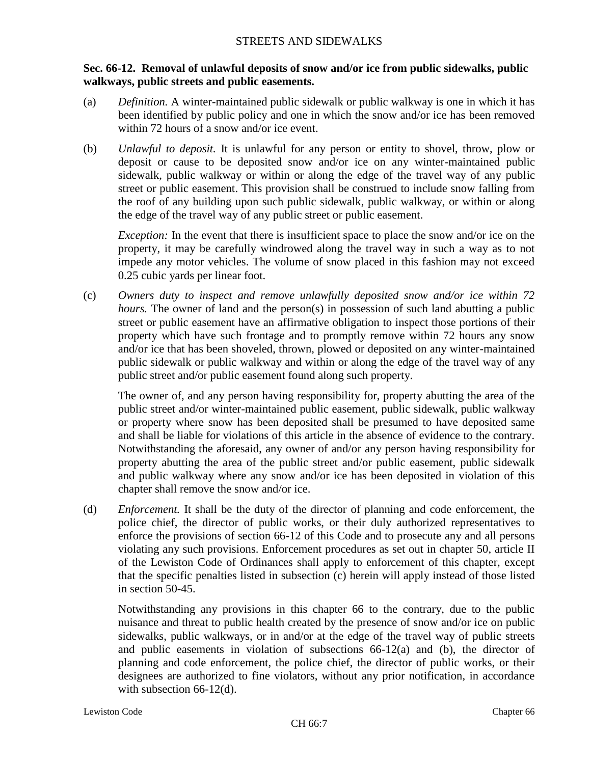### Sec. 66-12. Removal of unlawful deposits of snow and/or ice from public sidewalks, public walkways, public streets and public easements.

(a) *Definition.* A winter-maintained public sidewalk or public walkway is one in which it has been identified by public policy and one in which the snow and/or ice has been removed within 72 hours of a snow and/or ice event.

(b) *Unlawful to deposit.* It is unlawful for any person or entity to shovel, throw, plow or deposit or cause to be deposited snow and/or ice on any winter-maintained public sidewalk, public walkway or within or along the edge of the travel way of any public street or public easement. This provision shall be construed to include snow falling from the roof of any building upon such public sidewalk, public walkway, or within or along the edge of the travel way of any public street or public easement.

*Exception:* In the event that there is insufficient space to place the snow and/or ice on the property, it may be carefully windrowed along the travel way in such a way as to not impede any motor vehicles. The volume of snow placed in this fashion may not exceed 0.25 cubic yards per linear foot.

(c) *Owners duty to inspect and remove unlawfully deposited snow and/or ice within 72 hours.* The owner of land and the person(s) in possession of such land abutting a public street or public easement have an affirmative obligation to inspect those portions of their property which have such frontage and to promptly remove within 72 hours any snow and/or ice that has been shoveled, thrown, plowed or deposited on any winter-maintained public sidewalk or public walkway and within or along the edge of the travel way of any public street and/or public easement found along such property.

The owner of, and any person having responsibility for, property abutting the area of the public street and/or winter-maintained public easement, public sidewalk, public walkway or property where snow has been deposited shall be presumed to have deposited same and shall be liable for violations of this article in the absence of evidence to the contrary. Notwithstanding the aforesaid, any owner of and/or any person having responsibility for property abutting the area of the public street and/or public easement, public sidewalk and public walkway where any snow and/or ice has been deposited in violation of this chapter shall remove the snow and/or ice.

(d) *Enforcement.* It shall be the duty of the director of planning and code enforcement, the police chief, the director of public works, or their duly authorized representatives to enforce the provisions of section 66-12 of this Code and to prosecute any and all persons violating any such provisions. Enforcement procedures as set out in chapter 50, article II of the Lewiston Code of Ordinances shall apply to enforcement of this chapter, except that the specific penalties listed in subsection (c) herein will apply instead of those listed in section 50-45.

Notwithstanding any provisions in this chapter 66 to the contrary, due to the public nuisance and threat to public health created by the presence of snow and/or ice on public sidewalks, public walkways, or in and/or at the edge of the travel way of public streets and public easements in violation of subsections 66-12(a) and (b), the director of planning and code enforcement, the police chief, the director of public works, or their designees are authorized to fine violators, without any prior notification, in accordance with subsection 66-12(d).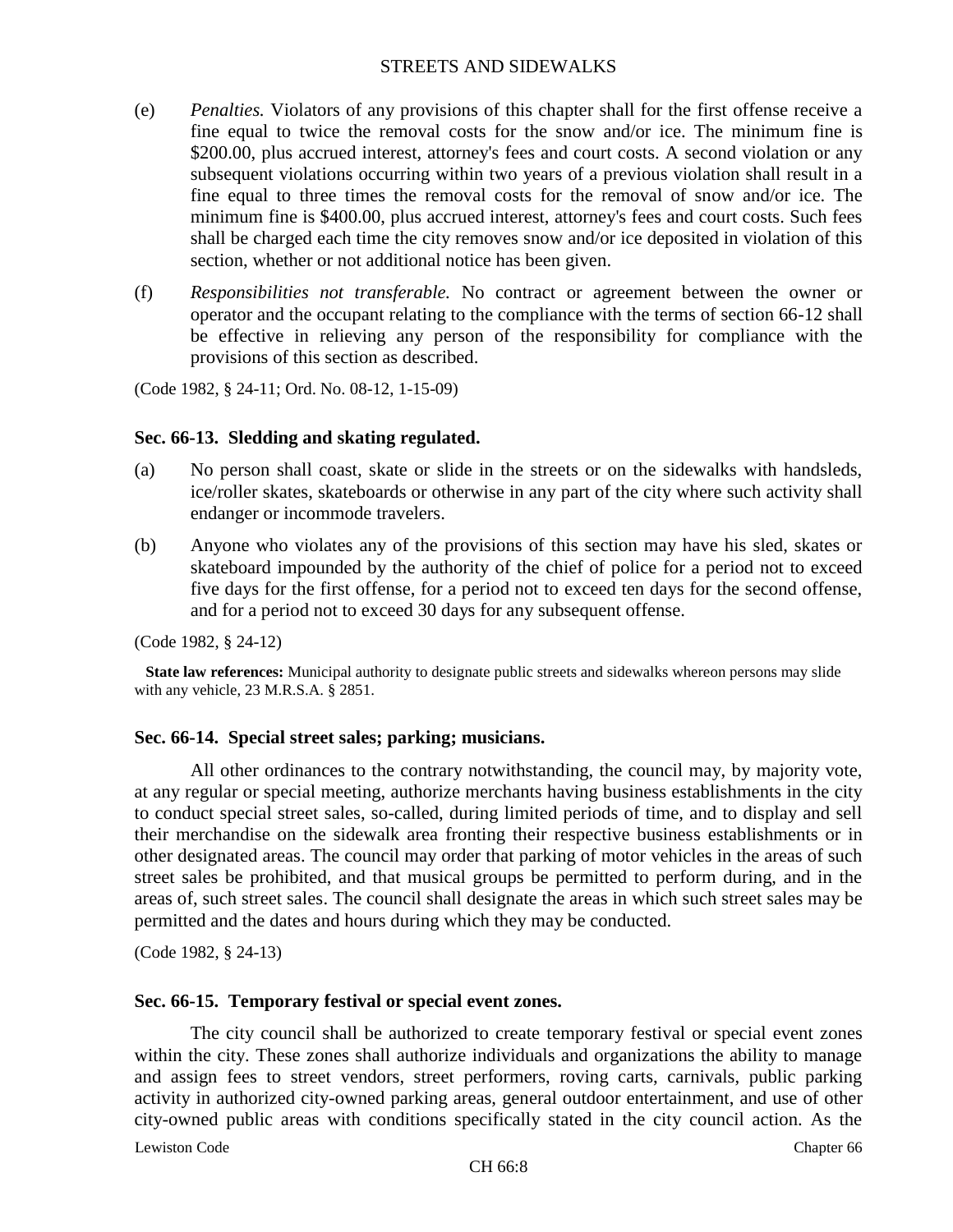(e) *Penalties.* Violators of any provisions of this chapter shall for the first offense receive a fine equal to twice the removal costs for the snow and/or ice. The minimum fine is $200.00, plus accrued interest, attorney's fees and court costs. A second violation or any subsequent violations occurring within two years of a previous violation shall result in a fine equal to three times the removal costs for the removal of snow and/or ice. The minimum fine is $400.00, plus accrued interest, attorney's fees and court costs. Such fees shall be charged each time the city removes snow and/or ice deposited in violation of this section, whether or not additional notice has been given.

(f) *Responsibilities not transferable.* No contract or agreement between the owner or operator and the occupant relating to the compliance with the terms of section 66-12 shall be effective in relieving any person of the responsibility for compliance with the provisions of this section as described.

(Code 1982, § 24-11; Ord. No. 08-12, 1-15-09)

### Sec. 66-13. Sledding and skating regulated.

(a) No person shall coast, skate or slide in the streets or on the sidewalks with handsleds, ice/roller skates, skateboards or otherwise in any part of the city where such activity shall endanger or incommode travelers.

(b) Anyone who violates any of the provisions of this section may have his sled, skates or skateboard impounded by the authority of the chief of police for a period not to exceed five days for the first offense, for a period not to exceed ten days for the second offense, and for a period not to exceed 30 days for any subsequent offense.

(Code 1982, § 24-12)

**State law references:** Municipal authority to designate public streets and sidewalks whereon persons may slide with any vehicle, 23 M.R.S.A. § 2851.

### Sec. 66-14. Special street sales; parking; musicians.

All other ordinances to the contrary notwithstanding, the council may, by majority vote, at any regular or special meeting, authorize merchants having business establishments in the city to conduct special street sales, so-called, during limited periods of time, and to display and sell their merchandise on the sidewalk area fronting their respective business establishments or in other designated areas. The council may order that parking of motor vehicles in the areas of such street sales be prohibited, and that musical groups be permitted to perform during, and in the areas of, such street sales. The council shall designate the areas in which such street sales may be permitted and the dates and hours during which they may be conducted.

(Code 1982, § 24-13)

### Sec. 66-15. Temporary festival or special event zones.

The city council shall be authorized to create temporary festival or special event zones within the city. These zones shall authorize individuals and organizations the ability to manage and assign fees to street vendors, street performers, roving carts, carnivals, public parking activity in authorized city-owned parking areas, general outdoor entertainment, and use of other city-owned public areas with conditions specifically stated in the city council action. As the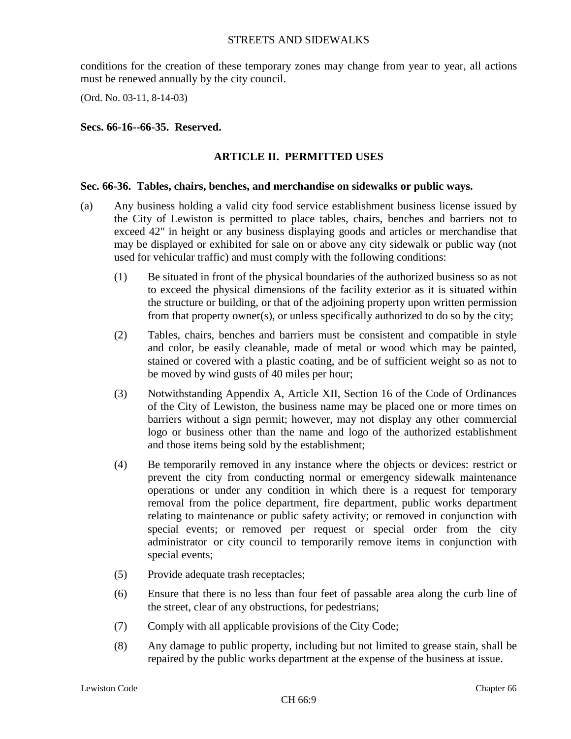conditions for the creation of these temporary zones may change from year to year, all actions must be renewed annually by the city council.

(Ord. No. 03-11, 8-14-03)

**Secs. 66-16--66-35. Reserved.**

## ARTICLE II. PERMITTED USES

### Sec. 66-36. Tables, chairs, benches, and merchandise on sidewalks or public ways.

(a) Any business holding a valid city food service establishment business license issued by the City of Lewiston is permitted to place tables, chairs, benches and barriers not to exceed 42" in height or any business displaying goods and articles or merchandise that may be displayed or exhibited for sale on or above any city sidewalk or public way (not used for vehicular traffic) and must comply with the following conditions:

(1) Be situated in front of the physical boundaries of the authorized business so as not to exceed the physical dimensions of the facility exterior as it is situated within the structure or building, or that of the adjoining property upon written permission from that property owner(s), or unless specifically authorized to do so by the city;

(2) Tables, chairs, benches and barriers must be consistent and compatible in style and color, be easily cleanable, made of metal or wood which may be painted, stained or covered with a plastic coating, and be of sufficient weight so as not to be moved by wind gusts of 40 miles per hour;

(3) Notwithstanding Appendix A, Article XII, Section 16 of the Code of Ordinances of the City of Lewiston, the business name may be placed one or more times on barriers without a sign permit; however, may not display any other commercial logo or business other than the name and logo of the authorized establishment and those items being sold by the establishment;

(4) Be temporarily removed in any instance where the objects or devices: restrict or prevent the city from conducting normal or emergency sidewalk maintenance operations or under any condition in which there is a request for temporary removal from the police department, fire department, public works department relating to maintenance or public safety activity; or removed in conjunction with special events; or removed per request or special order from the city administrator or city council to temporarily remove items in conjunction with special events;

(5) Provide adequate trash receptacles;

(6) Ensure that there is no less than four feet of passable area along the curb line of the street, clear of any obstructions, for pedestrians;

(7) Comply with all applicable provisions of the City Code;

(8) Any damage to public property, including but not limited to grease stain, shall be repaired by the public works department at the expense of the business at issue.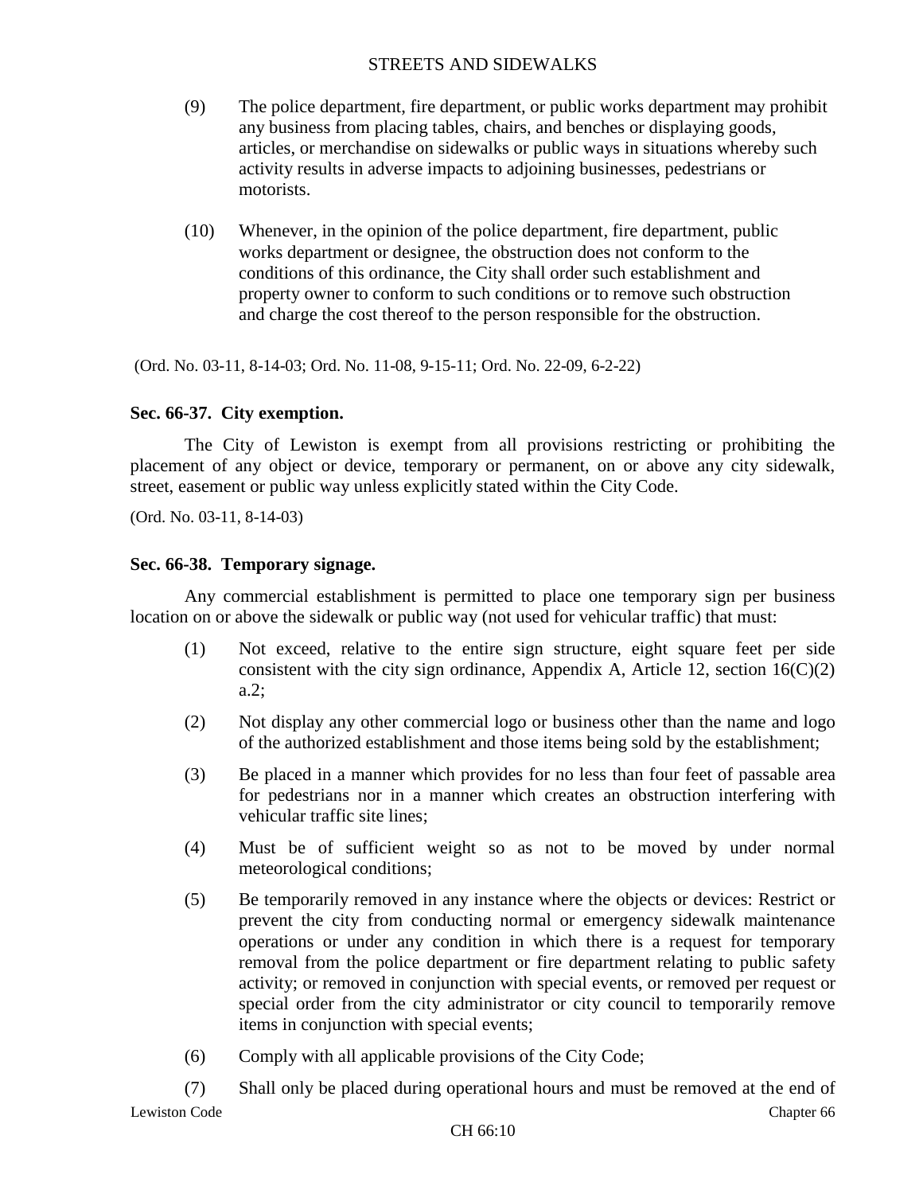(9) The police department, fire department, or public works department may prohibit any business from placing tables, chairs, and benches or displaying goods, articles, or merchandise on sidewalks or public ways in situations whereby such activity results in adverse impacts to adjoining businesses, pedestrians or motorists.

(10) Whenever, in the opinion of the police department, fire department, public works department or designee, the obstruction does not conform to the conditions of this ordinance, the City shall order such establishment and property owner to conform to such conditions or to remove such obstruction and charge the cost thereof to the person responsible for the obstruction.

(Ord. No. 03-11, 8-14-03; Ord. No. 11-08, 9-15-11; Ord. No. 22-09, 6-2-22)

### Sec. 66-37. City exemption.

The City of Lewiston is exempt from all provisions restricting or prohibiting the placement of any object or device, temporary or permanent, on or above any city sidewalk, street, easement or public way unless explicitly stated within the City Code.

(Ord. No. 03-11, 8-14-03)

### Sec. 66-38. Temporary signage.

Any commercial establishment is permitted to place one temporary sign per business location on or above the sidewalk or public way (not used for vehicular traffic) that must:

(1) Not exceed, relative to the entire sign structure, eight square feet per side consistent with the city sign ordinance, Appendix A, Article 12, section 16(C)(2) a.2;

(2) Not display any other commercial logo or business other than the name and logo of the authorized establishment and those items being sold by the establishment;

(3) Be placed in a manner which provides for no less than four feet of passable area for pedestrians nor in a manner which creates an obstruction interfering with vehicular traffic site lines;

(4) Must be of sufficient weight so as not to be moved by under normal meteorological conditions;

(5) Be temporarily removed in any instance where the objects or devices: Restrict or prevent the city from conducting normal or emergency sidewalk maintenance operations or under any condition in which there is a request for temporary removal from the police department or fire department relating to public safety activity; or removed in conjunction with special events, or removed per request or special order from the city administrator or city council to temporarily remove items in conjunction with special events;

(6) Comply with all applicable provisions of the City Code;

(7) Shall only be placed during operational hours and must be removed at the end of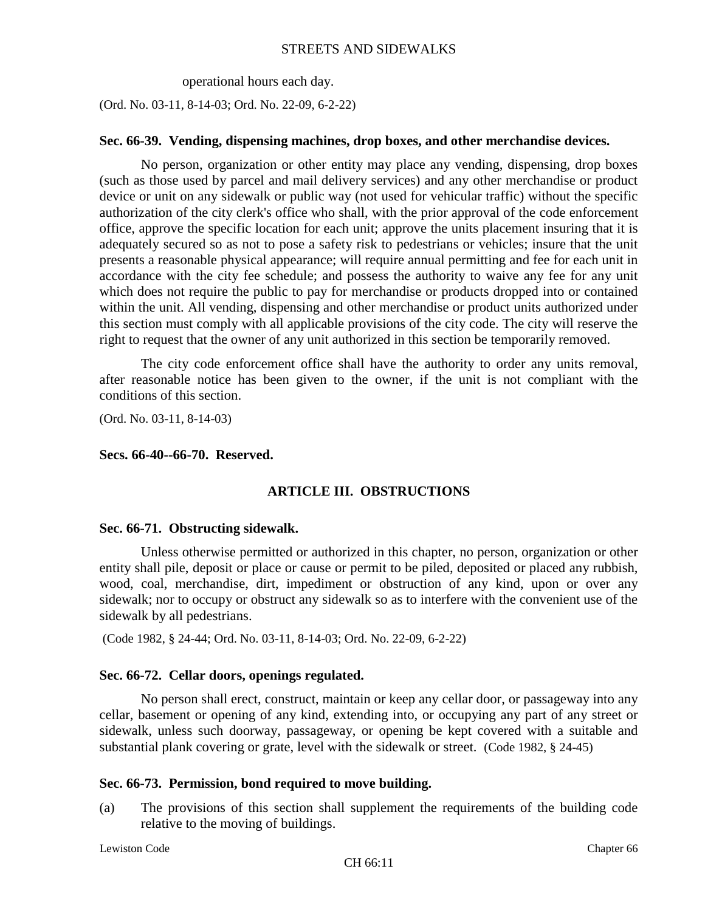operational hours each day.

(Ord. No. 03-11, 8-14-03; Ord. No. 22-09, 6-2-22)

**Sec. 66-39. Vending, dispensing machines, drop boxes, and other merchandise devices.**

No person, organization or other entity may place any vending, dispensing, drop boxes (such as those used by parcel and mail delivery services) and any other merchandise or product device or unit on any sidewalk or public way (not used for vehicular traffic) without the specific authorization of the city clerk's office who shall, with the prior approval of the code enforcement office, approve the specific location for each unit; approve the units placement insuring that it is adequately secured so as not to pose a safety risk to pedestrians or vehicles; insure that the unit presents a reasonable physical appearance; will require annual permitting and fee for each unit in accordance with the city fee schedule; and possess the authority to waive any fee for any unit which does not require the public to pay for merchandise or products dropped into or contained within the unit. All vending, dispensing and other merchandise or product units authorized under this section must comply with all applicable provisions of the city code. The city will reserve the right to request that the owner of any unit authorized in this section be temporarily removed.

The city code enforcement office shall have the authority to order any units removal, after reasonable notice has been given to the owner, if the unit is not compliant with the conditions of this section.

(Ord. No. 03-11, 8-14-03)

**Secs. 66-40--66-70. Reserved.**

## ARTICLE III. OBSTRUCTIONS

**Sec. 66-71. Obstructing sidewalk.**

Unless otherwise permitted or authorized in this chapter, no person, organization or other entity shall pile, deposit or place or cause or permit to be piled, deposited or placed any rubbish, wood, coal, merchandise, dirt, impediment or obstruction of any kind, upon or over any sidewalk; nor to occupy or obstruct any sidewalk so as to interfere with the convenient use of the sidewalk by all pedestrians.

(Code 1982, § 24-44; Ord. No. 03-11, 8-14-03; Ord. No. 22-09, 6-2-22)

**Sec. 66-72. Cellar doors, openings regulated.**

No person shall erect, construct, maintain or keep any cellar door, or passageway into any cellar, basement or opening of any kind, extending into, or occupying any part of any street or sidewalk, unless such doorway, passageway, or opening be kept covered with a suitable and substantial plank covering or grate, level with the sidewalk or street. (Code 1982, § 24-45)

**Sec. 66-73. Permission, bond required to move building.**

(a) The provisions of this section shall supplement the requirements of the building code relative to the moving of buildings.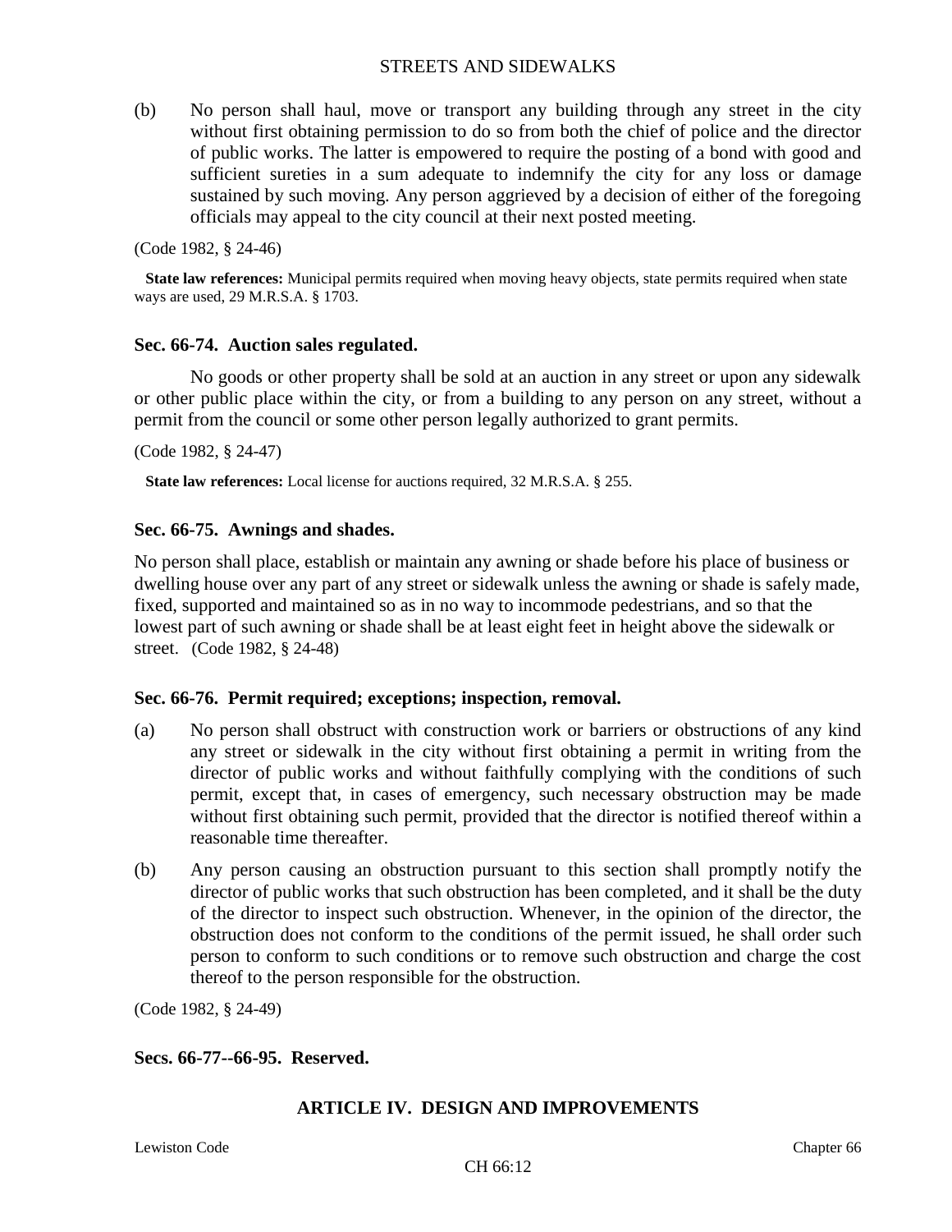(b) No person shall haul, move or transport any building through any street in the city without first obtaining permission to do so from both the chief of police and the director of public works. The latter is empowered to require the posting of a bond with good and sufficient sureties in a sum adequate to indemnify the city for any loss or damage sustained by such moving. Any person aggrieved by a decision of either of the foregoing officials may appeal to the city council at their next posted meeting.

(Code 1982, § 24-46)

**State law references:** Municipal permits required when moving heavy objects, state permits required when state ways are used, 29 M.R.S.A. § 1703.

### Sec. 66-74. Auction sales regulated.

No goods or other property shall be sold at an auction in any street or upon any sidewalk or other public place within the city, or from a building to any person on any street, without a permit from the council or some other person legally authorized to grant permits.

(Code 1982, § 24-47)

**State law references:** Local license for auctions required, 32 M.R.S.A. § 255.

### Sec. 66-75. Awnings and shades.

No person shall place, establish or maintain any awning or shade before his place of business or dwelling house over any part of any street or sidewalk unless the awning or shade is safely made, fixed, supported and maintained so as in no way to incommode pedestrians, and so that the lowest part of such awning or shade shall be at least eight feet in height above the sidewalk or street. (Code 1982, § 24-48)

### Sec. 66-76. Permit required; exceptions; inspection, removal.

(a) No person shall obstruct with construction work or barriers or obstructions of any kind any street or sidewalk in the city without first obtaining a permit in writing from the director of public works and without faithfully complying with the conditions of such permit, except that, in cases of emergency, such necessary obstruction may be made without first obtaining such permit, provided that the director is notified thereof within a reasonable time thereafter.

(b) Any person causing an obstruction pursuant to this section shall promptly notify the director of public works that such obstruction has been completed, and it shall be the duty of the director to inspect such obstruction. Whenever, in the opinion of the director, the obstruction does not conform to the conditions of the permit issued, he shall order such person to conform to such conditions or to remove such obstruction and charge the cost thereof to the person responsible for the obstruction.

(Code 1982, § 24-49)

### Secs. 66-77--66-95. Reserved.

## ARTICLE IV. DESIGN AND IMPROVEMENTS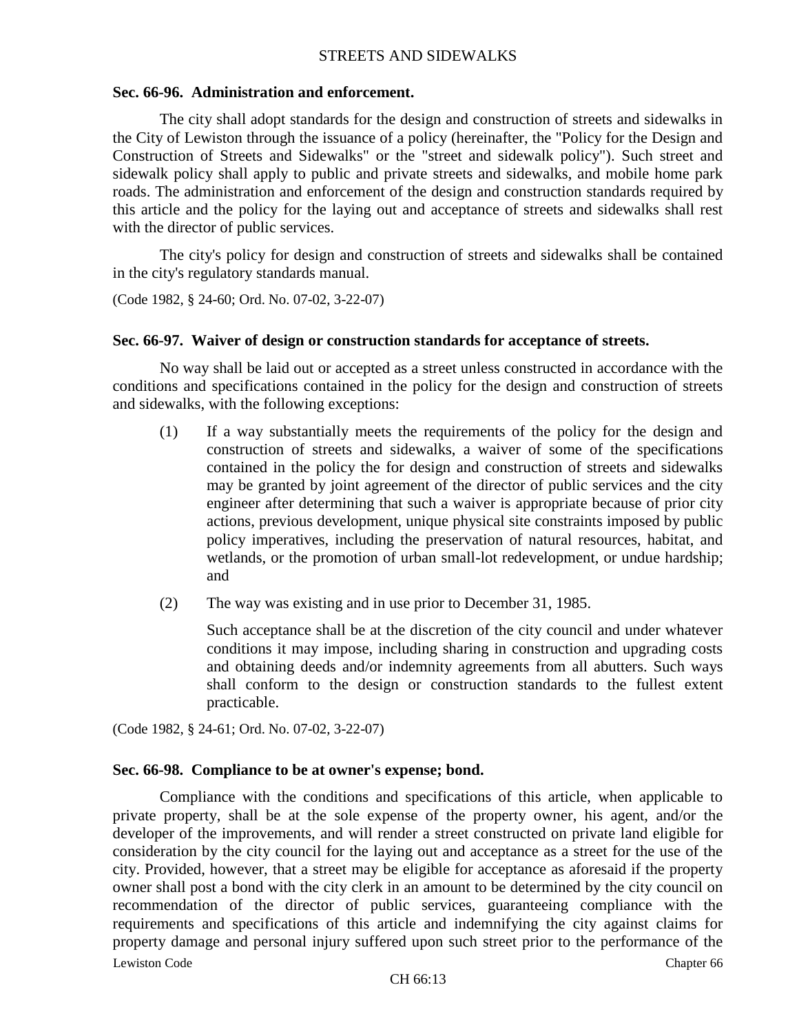### Sec. 66-96. Administration and enforcement.

The city shall adopt standards for the design and construction of streets and sidewalks in the City of Lewiston through the issuance of a policy (hereinafter, the "Policy for the Design and Construction of Streets and Sidewalks" or the "street and sidewalk policy"). Such street and sidewalk policy shall apply to public and private streets and sidewalks, and mobile home park roads. The administration and enforcement of the design and construction standards required by this article and the policy for the laying out and acceptance of streets and sidewalks shall rest with the director of public services.

The city's policy for design and construction of streets and sidewalks shall be contained in the city's regulatory standards manual.

(Code 1982, § 24-60; Ord. No. 07-02, 3-22-07)

### Sec. 66-97. Waiver of design or construction standards for acceptance of streets.

No way shall be laid out or accepted as a street unless constructed in accordance with the conditions and specifications contained in the policy for the design and construction of streets and sidewalks, with the following exceptions:

(1) If a way substantially meets the requirements of the policy for the design and construction of streets and sidewalks, a waiver of some of the specifications contained in the policy the for design and construction of streets and sidewalks may be granted by joint agreement of the director of public services and the city engineer after determining that such a waiver is appropriate because of prior city actions, previous development, unique physical site constraints imposed by public policy imperatives, including the preservation of natural resources, habitat, and wetlands, or the promotion of urban small-lot redevelopment, or undue hardship; and

(2) The way was existing and in use prior to December 31, 1985.

Such acceptance shall be at the discretion of the city council and under whatever conditions it may impose, including sharing in construction and upgrading costs and obtaining deeds and/or indemnity agreements from all abutters. Such ways shall conform to the design or construction standards to the fullest extent practicable.

(Code 1982, § 24-61; Ord. No. 07-02, 3-22-07)

### Sec. 66-98. Compliance to be at owner's expense; bond.

Compliance with the conditions and specifications of this article, when applicable to private property, shall be at the sole expense of the property owner, his agent, and/or the developer of the improvements, and will render a street constructed on private land eligible for consideration by the city council for the laying out and acceptance as a street for the use of the city. Provided, however, that a street may be eligible for acceptance as aforesaid if the property owner shall post a bond with the city clerk in an amount to be determined by the city council on recommendation of the director of public services, guaranteeing compliance with the requirements and specifications of this article and indemnifying the city against claims for property damage and personal injury suffered upon such street prior to the performance of the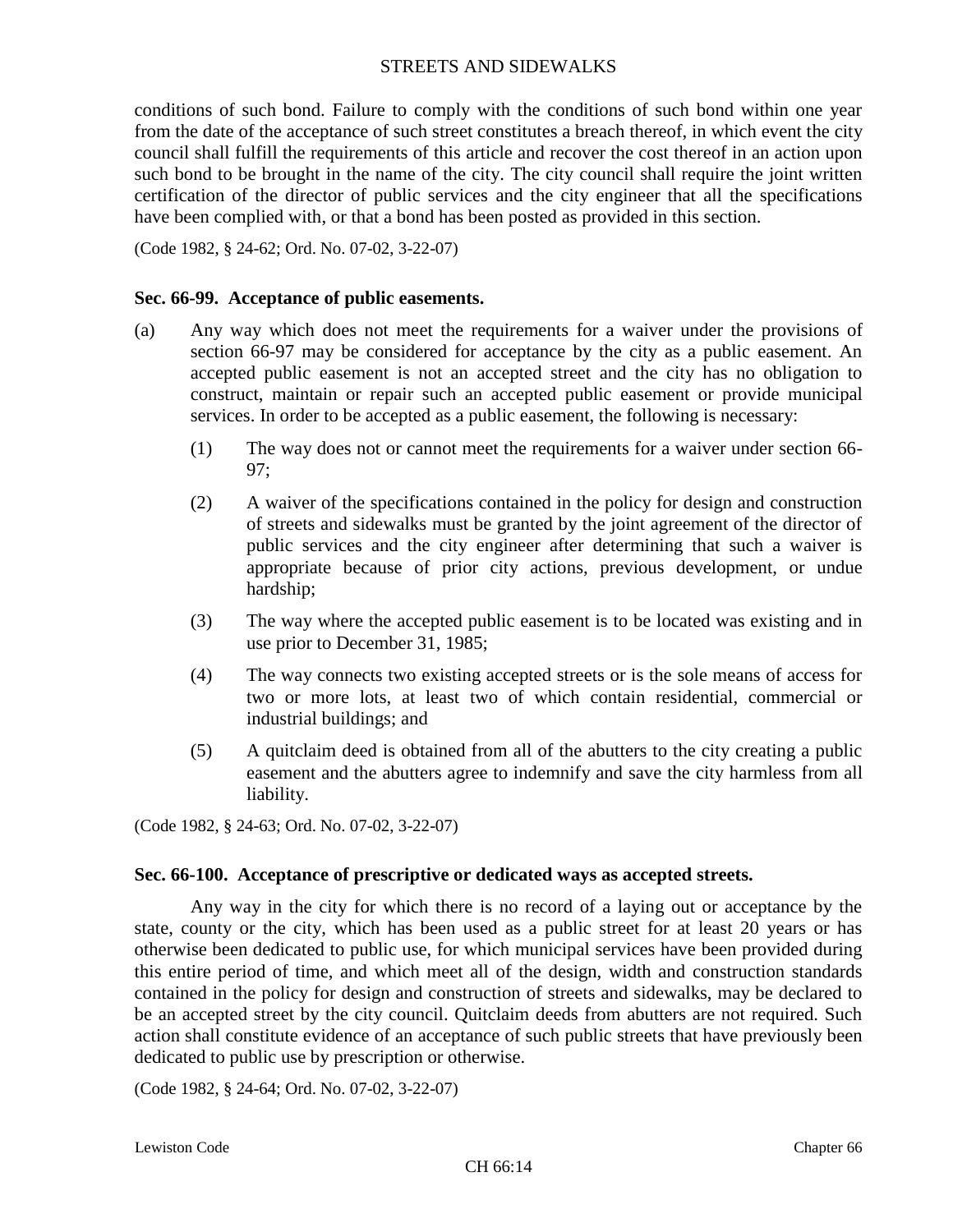conditions of such bond. Failure to comply with the conditions of such bond within one year from the date of the acceptance of such street constitutes a breach thereof, in which event the city council shall fulfill the requirements of this article and recover the cost thereof in an action upon such bond to be brought in the name of the city. The city council shall require the joint written certification of the director of public services and the city engineer that all the specifications have been complied with, or that a bond has been posted as provided in this section.

(Code 1982, § 24-62; Ord. No. 07-02, 3-22-07)

### Sec. 66-99. Acceptance of public easements.

(a) Any way which does not meet the requirements for a waiver under the provisions of section 66-97 may be considered for acceptance by the city as a public easement. An accepted public easement is not an accepted street and the city has no obligation to construct, maintain or repair such an accepted public easement or provide municipal services. In order to be accepted as a public easement, the following is necessary:

   (1) The way does not or cannot meet the requirements for a waiver under section 66-97;

   (2) A waiver of the specifications contained in the policy for design and construction of streets and sidewalks must be granted by the joint agreement of the director of public services and the city engineer after determining that such a waiver is appropriate because of prior city actions, previous development, or undue hardship;

   (3) The way where the accepted public easement is to be located was existing and in use prior to December 31, 1985;

   (4) The way connects two existing accepted streets or is the sole means of access for two or more lots, at least two of which contain residential, commercial or industrial buildings; and

   (5) A quitclaim deed is obtained from all of the abutters to the city creating a public easement and the abutters agree to indemnify and save the city harmless from all liability.

(Code 1982, § 24-63; Ord. No. 07-02, 3-22-07)

### Sec. 66-100. Acceptance of prescriptive or dedicated ways as accepted streets.

Any way in the city for which there is no record of a laying out or acceptance by the state, county or the city, which has been used as a public street for at least 20 years or has otherwise been dedicated to public use, for which municipal services have been provided during this entire period of time, and which meet all of the design, width and construction standards contained in the policy for design and construction of streets and sidewalks, may be declared to be an accepted street by the city council. Quitclaim deeds from abutters are not required. Such action shall constitute evidence of an acceptance of such public streets that have previously been dedicated to public use by prescription or otherwise.

(Code 1982, § 24-64; Ord. No. 07-02, 3-22-07)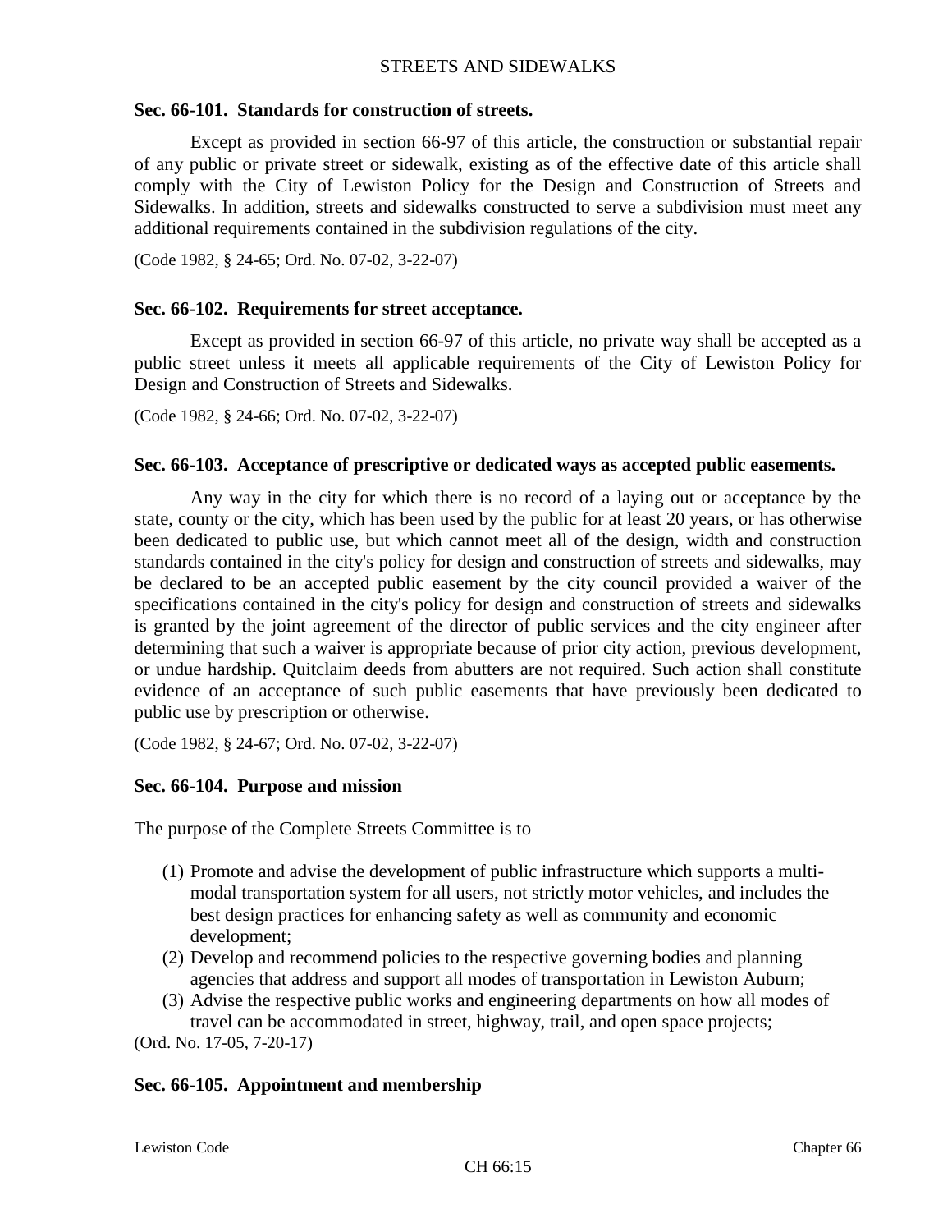### Sec. 66-101. Standards for construction of streets.

Except as provided in section 66-97 of this article, the construction or substantial repair of any public or private street or sidewalk, existing as of the effective date of this article shall comply with the City of Lewiston Policy for the Design and Construction of Streets and Sidewalks. In addition, streets and sidewalks constructed to serve a subdivision must meet any additional requirements contained in the subdivision regulations of the city.

(Code 1982, § 24-65; Ord. No. 07-02, 3-22-07)

### Sec. 66-102. Requirements for street acceptance.

Except as provided in section 66-97 of this article, no private way shall be accepted as a public street unless it meets all applicable requirements of the City of Lewiston Policy for Design and Construction of Streets and Sidewalks.

(Code 1982, § 24-66; Ord. No. 07-02, 3-22-07)

### Sec. 66-103. Acceptance of prescriptive or dedicated ways as accepted public easements.

Any way in the city for which there is no record of a laying out or acceptance by the state, county or the city, which has been used by the public for at least 20 years, or has otherwise been dedicated to public use, but which cannot meet all of the design, width and construction standards contained in the city's policy for design and construction of streets and sidewalks, may be declared to be an accepted public easement by the city council provided a waiver of the specifications contained in the city's policy for design and construction of streets and sidewalks is granted by the joint agreement of the director of public services and the city engineer after determining that such a waiver is appropriate because of prior city action, previous development, or undue hardship. Quitclaim deeds from abutters are not required. Such action shall constitute evidence of an acceptance of such public easements that have previously been dedicated to public use by prescription or otherwise.

(Code 1982, § 24-67; Ord. No. 07-02, 3-22-07)

### Sec. 66-104. Purpose and mission

The purpose of the Complete Streets Committee is to

(1) Promote and advise the development of public infrastructure which supports a multi-modal transportation system for all users, not strictly motor vehicles, and includes the best design practices for enhancing safety as well as community and economic development;
(2) Develop and recommend policies to the respective governing bodies and planning agencies that address and support all modes of transportation in Lewiston Auburn;
(3) Advise the respective public works and engineering departments on how all modes of travel can be accommodated in street, highway, trail, and open space projects;

(Ord. No. 17-05, 7-20-17)

### Sec. 66-105. Appointment and membership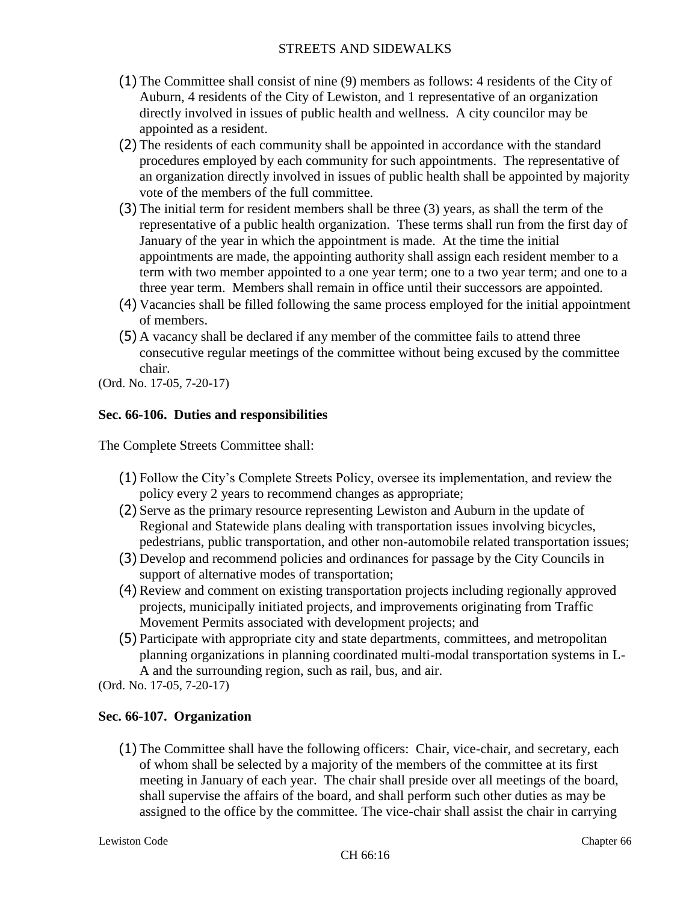(1) The Committee shall consist of nine (9) members as follows: 4 residents of the City of Auburn, 4 residents of the City of Lewiston, and 1 representative of an organization directly involved in issues of public health and wellness. A city councilor may be appointed as a resident.
(2) The residents of each community shall be appointed in accordance with the standard procedures employed by each community for such appointments. The representative of an organization directly involved in issues of public health shall be appointed by majority vote of the members of the full committee.
(3) The initial term for resident members shall be three (3) years, as shall the term of the representative of a public health organization. These terms shall run from the first day of January of the year in which the appointment is made. At the time the initial appointments are made, the appointing authority shall assign each resident member to a term with two member appointed to a one year term; one to a two year term; and one to a three year term. Members shall remain in office until their successors are appointed.
(4) Vacancies shall be filled following the same process employed for the initial appointment of members.
(5) A vacancy shall be declared if any member of the committee fails to attend three consecutive regular meetings of the committee without being excused by the committee chair.

(Ord. No. 17-05, 7-20-17)

**Sec. 66-106. Duties and responsibilities**

The Complete Streets Committee shall:

(1) Follow the City's Complete Streets Policy, oversee its implementation, and review the policy every 2 years to recommend changes as appropriate;
(2) Serve as the primary resource representing Lewiston and Auburn in the update of Regional and Statewide plans dealing with transportation issues involving bicycles, pedestrians, public transportation, and other non-automobile related transportation issues;
(3) Develop and recommend policies and ordinances for passage by the City Councils in support of alternative modes of transportation;
(4) Review and comment on existing transportation projects including regionally approved projects, municipally initiated projects, and improvements originating from Traffic Movement Permits associated with development projects; and
(5) Participate with appropriate city and state departments, committees, and metropolitan planning organizations in planning coordinated multi-modal transportation systems in L-A and the surrounding region, such as rail, bus, and air.

(Ord. No. 17-05, 7-20-17)

**Sec. 66-107. Organization**

(1) The Committee shall have the following officers: Chair, vice-chair, and secretary, each of whom shall be selected by a majority of the members of the committee at its first meeting in January of each year. The chair shall preside over all meetings of the board, shall supervise the affairs of the board, and shall perform such other duties as may be assigned to the office by the committee. The vice-chair shall assist the chair in carrying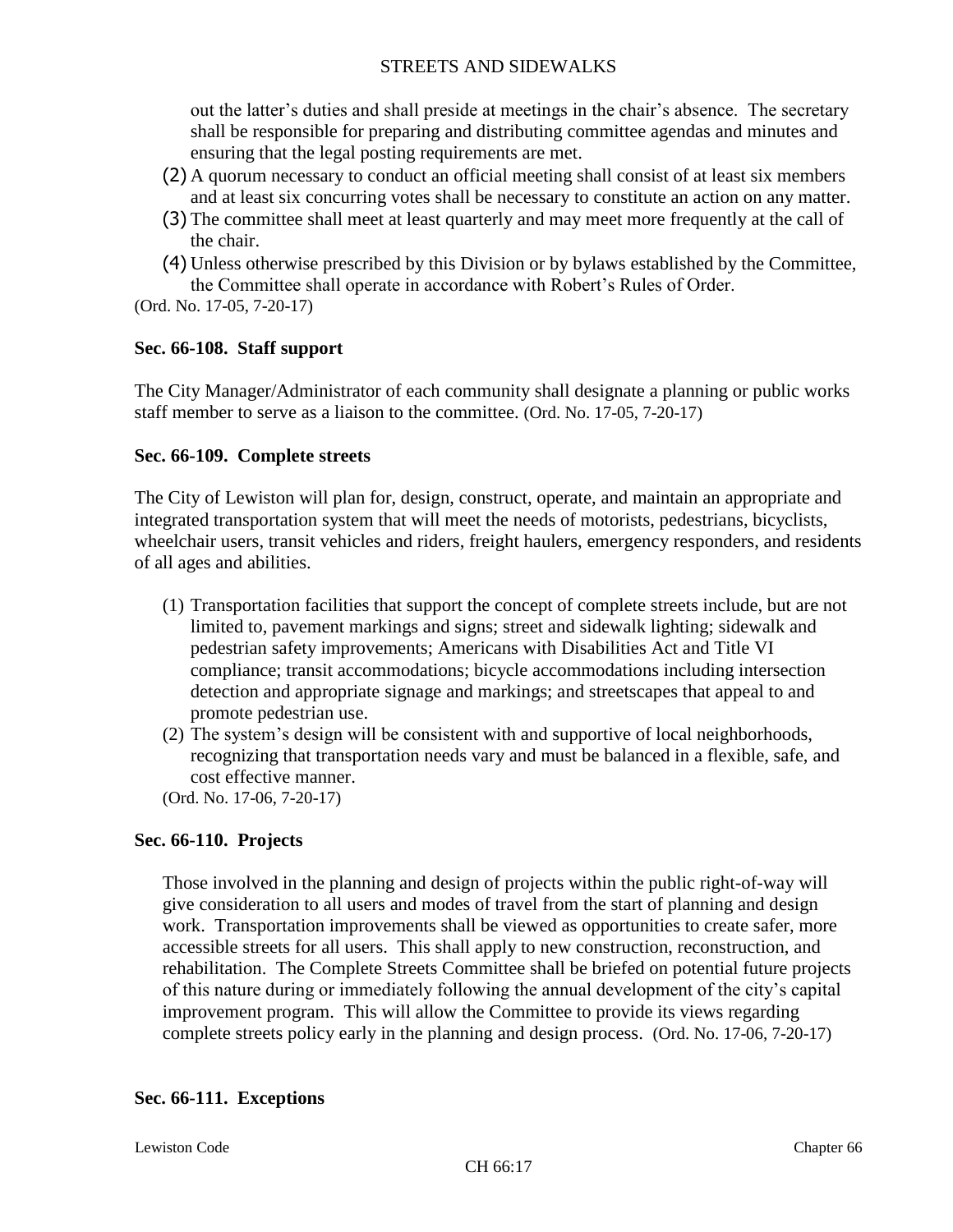out the latter's duties and shall preside at meetings in the chair's absence. The secretary shall be responsible for preparing and distributing committee agendas and minutes and ensuring that the legal posting requirements are met.

(2) A quorum necessary to conduct an official meeting shall consist of at least six members and at least six concurring votes shall be necessary to constitute an action on any matter.

(3) The committee shall meet at least quarterly and may meet more frequently at the call of the chair.

(4) Unless otherwise prescribed by this Division or by bylaws established by the Committee, the Committee shall operate in accordance with Robert's Rules of Order.

(Ord. No. 17-05, 7-20-17)

**Sec. 66-108. Staff support**

The City Manager/Administrator of each community shall designate a planning or public works staff member to serve as a liaison to the committee. (Ord. No. 17-05, 7-20-17)

**Sec. 66-109. Complete streets**

The City of Lewiston will plan for, design, construct, operate, and maintain an appropriate and integrated transportation system that will meet the needs of motorists, pedestrians, bicyclists, wheelchair users, transit vehicles and riders, freight haulers, emergency responders, and residents of all ages and abilities.

(1) Transportation facilities that support the concept of complete streets include, but are not limited to, pavement markings and signs; street and sidewalk lighting; sidewalk and pedestrian safety improvements; Americans with Disabilities Act and Title VI compliance; transit accommodations; bicycle accommodations including intersection detection and appropriate signage and markings; and streetscapes that appeal to and promote pedestrian use.

(2) The system's design will be consistent with and supportive of local neighborhoods, recognizing that transportation needs vary and must be balanced in a flexible, safe, and cost effective manner.

(Ord. No. 17-06, 7-20-17)

**Sec. 66-110. Projects**

Those involved in the planning and design of projects within the public right-of-way will give consideration to all users and modes of travel from the start of planning and design work. Transportation improvements shall be viewed as opportunities to create safer, more accessible streets for all users. This shall apply to new construction, reconstruction, and rehabilitation. The Complete Streets Committee shall be briefed on potential future projects of this nature during or immediately following the annual development of the city's capital improvement program. This will allow the Committee to provide its views regarding complete streets policy early in the planning and design process. (Ord. No. 17-06, 7-20-17)

**Sec. 66-111. Exceptions**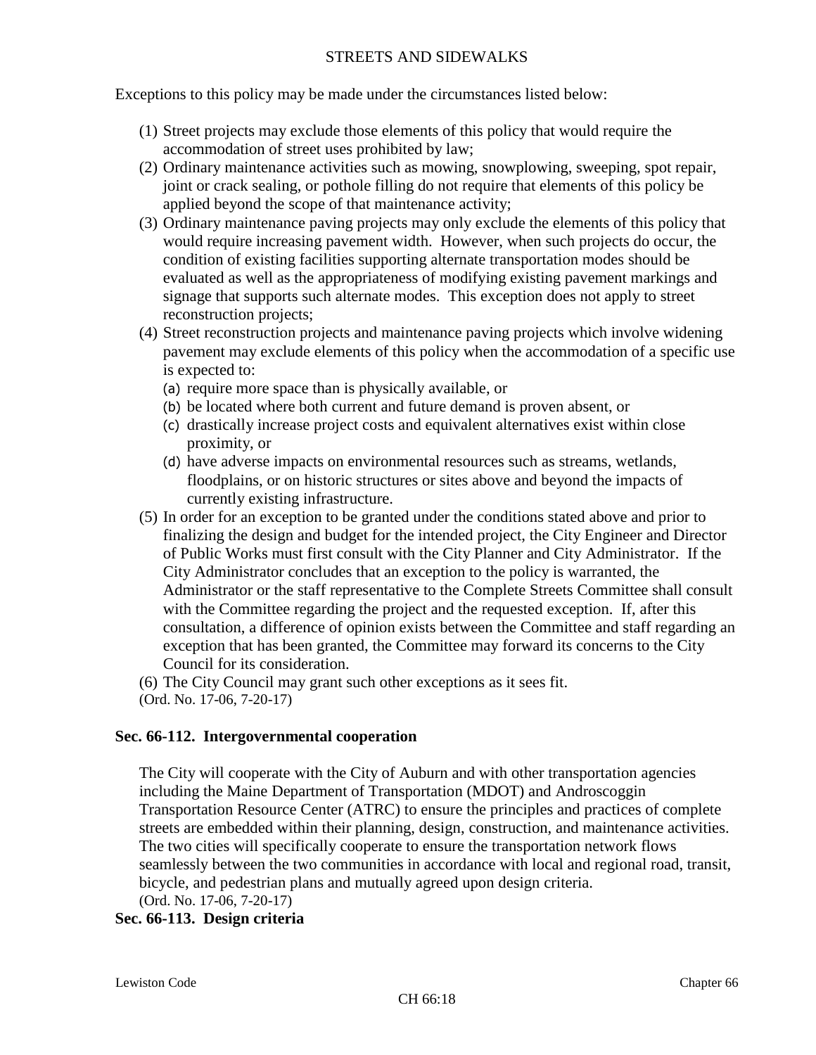Exceptions to this policy may be made under the circumstances listed below:

(1) Street projects may exclude those elements of this policy that would require the accommodation of street uses prohibited by law;
(2) Ordinary maintenance activities such as mowing, snowplowing, sweeping, spot repair, joint or crack sealing, or pothole filling do not require that elements of this policy be applied beyond the scope of that maintenance activity;
(3) Ordinary maintenance paving projects may only exclude the elements of this policy that would require increasing pavement width. However, when such projects do occur, the condition of existing facilities supporting alternate transportation modes should be evaluated as well as the appropriateness of modifying existing pavement markings and signage that supports such alternate modes. This exception does not apply to street reconstruction projects;
(4) Street reconstruction projects and maintenance paving projects which involve widening pavement may exclude elements of this policy when the accommodation of a specific use is expected to:
   (a) require more space than is physically available, or
   (b) be located where both current and future demand is proven absent, or
   (c) drastically increase project costs and equivalent alternatives exist within close proximity, or
   (d) have adverse impacts on environmental resources such as streams, wetlands, floodplains, or on historic structures or sites above and beyond the impacts of currently existing infrastructure.
(5) In order for an exception to be granted under the conditions stated above and prior to finalizing the design and budget for the intended project, the City Engineer and Director of Public Works must first consult with the City Planner and City Administrator. If the City Administrator concludes that an exception to the policy is warranted, the Administrator or the staff representative to the Complete Streets Committee shall consult with the Committee regarding the project and the requested exception. If, after this consultation, a difference of opinion exists between the Committee and staff regarding an exception that has been granted, the Committee may forward its concerns to the City Council for its consideration.
(6) The City Council may grant such other exceptions as it sees fit.

(Ord. No. 17-06, 7-20-17)

### Sec. 66-112. Intergovernmental cooperation

The City will cooperate with the City of Auburn and with other transportation agencies including the Maine Department of Transportation (MDOT) and Androscoggin Transportation Resource Center (ATRC) to ensure the principles and practices of complete streets are embedded within their planning, design, construction, and maintenance activities. The two cities will specifically cooperate to ensure the transportation network flows seamlessly between the two communities in accordance with local and regional road, transit, bicycle, and pedestrian plans and mutually agreed upon design criteria.

(Ord. No. 17-06, 7-20-17)

### Sec. 66-113. Design criteria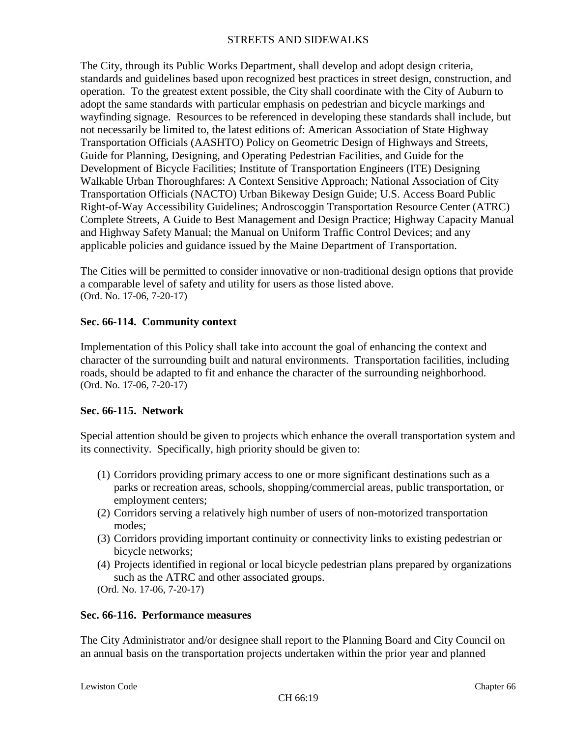The City, through its Public Works Department, shall develop and adopt design criteria, standards and guidelines based upon recognized best practices in street design, construction, and operation. To the greatest extent possible, the City shall coordinate with the City of Auburn to adopt the same standards with particular emphasis on pedestrian and bicycle markings and wayfinding signage. Resources to be referenced in developing these standards shall include, but not necessarily be limited to, the latest editions of: American Association of State Highway Transportation Officials (AASHTO) Policy on Geometric Design of Highways and Streets, Guide for Planning, Designing, and Operating Pedestrian Facilities, and Guide for the Development of Bicycle Facilities; Institute of Transportation Engineers (ITE) Designing Walkable Urban Thoroughfares: A Context Sensitive Approach; National Association of City Transportation Officials (NACTO) Urban Bikeway Design Guide; U.S. Access Board Public Right-of-Way Accessibility Guidelines; Androscoggin Transportation Resource Center (ATRC) Complete Streets, A Guide to Best Management and Design Practice; Highway Capacity Manual and Highway Safety Manual; the Manual on Uniform Traffic Control Devices; and any applicable policies and guidance issued by the Maine Department of Transportation.

The Cities will be permitted to consider innovative or non-traditional design options that provide a comparable level of safety and utility for users as those listed above.
(Ord. No. 17-06, 7-20-17)

### Sec. 66-114. Community context

Implementation of this Policy shall take into account the goal of enhancing the context and character of the surrounding built and natural environments. Transportation facilities, including roads, should be adapted to fit and enhance the character of the surrounding neighborhood.
(Ord. No. 17-06, 7-20-17)

### Sec. 66-115. Network

Special attention should be given to projects which enhance the overall transportation system and its connectivity. Specifically, high priority should be given to:

(1) Corridors providing primary access to one or more significant destinations such as a parks or recreation areas, schools, shopping/commercial areas, public transportation, or employment centers;
(2) Corridors serving a relatively high number of users of non-motorized transportation modes;
(3) Corridors providing important continuity or connectivity links to existing pedestrian or bicycle networks;
(4) Projects identified in regional or local bicycle pedestrian plans prepared by organizations such as the ATRC and other associated groups.

(Ord. No. 17-06, 7-20-17)

### Sec. 66-116. Performance measures

The City Administrator and/or designee shall report to the Planning Board and City Council on an annual basis on the transportation projects undertaken within the prior year and planned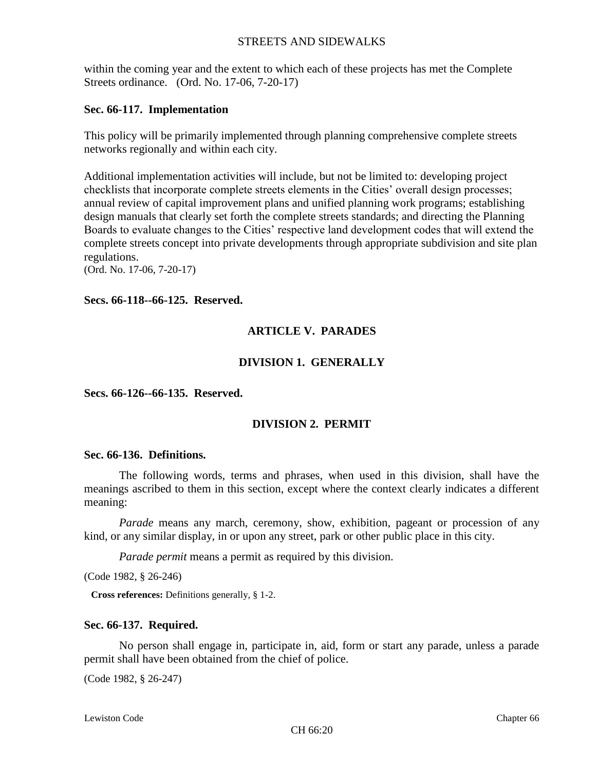within the coming year and the extent to which each of these projects has met the Complete Streets ordinance. (Ord. No. 17-06, 7-20-17)

**Sec. 66-117. Implementation**

This policy will be primarily implemented through planning comprehensive complete streets networks regionally and within each city.

Additional implementation activities will include, but not be limited to: developing project checklists that incorporate complete streets elements in the Cities' overall design processes; annual review of capital improvement plans and unified planning work programs; establishing design manuals that clearly set forth the complete streets standards; and directing the Planning Boards to evaluate changes to the Cities' respective land development codes that will extend the complete streets concept into private developments through appropriate subdivision and site plan regulations.
(Ord. No. 17-06, 7-20-17)

**Secs. 66-118--66-125. Reserved.**

## ARTICLE V. PARADES

### DIVISION 1. GENERALLY

**Secs. 66-126--66-135. Reserved.**

### DIVISION 2. PERMIT

**Sec. 66-136. Definitions.**

The following words, terms and phrases, when used in this division, shall have the meanings ascribed to them in this section, except where the context clearly indicates a different meaning:

*Parade* means any march, ceremony, show, exhibition, pageant or procession of any kind, or any similar display, in or upon any street, park or other public place in this city.

*Parade permit* means a permit as required by this division.

(Code 1982, § 26-246)

**Cross references:** Definitions generally, § 1-2.

**Sec. 66-137. Required.**

No person shall engage in, participate in, aid, form or start any parade, unless a parade permit shall have been obtained from the chief of police.

(Code 1982, § 26-247)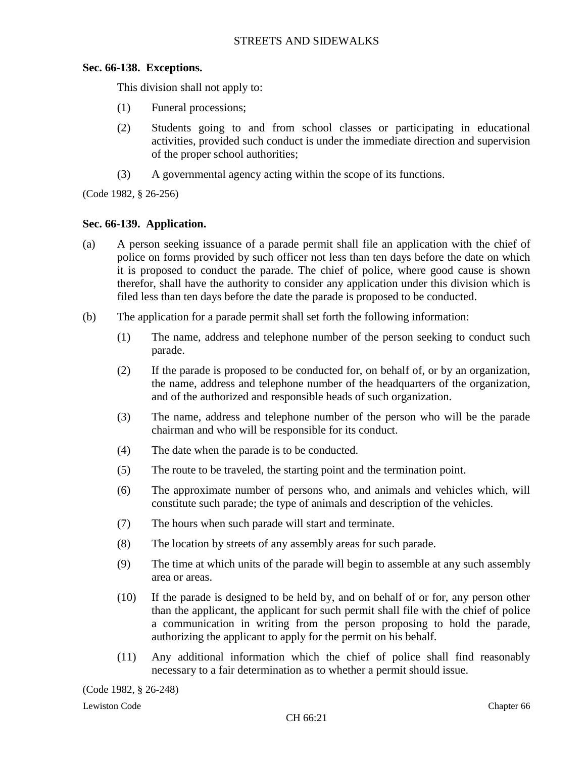### Sec. 66-138. Exceptions.

This division shall not apply to:

(1) Funeral processions;

(2) Students going to and from school classes or participating in educational activities, provided such conduct is under the immediate direction and supervision of the proper school authorities;

(3) A governmental agency acting within the scope of its functions.

(Code 1982, § 26-256)

### Sec. 66-139. Application.

(a) A person seeking issuance of a parade permit shall file an application with the chief of police on forms provided by such officer not less than ten days before the date on which it is proposed to conduct the parade. The chief of police, where good cause is shown therefor, shall have the authority to consider any application under this division which is filed less than ten days before the date the parade is proposed to be conducted.

(b) The application for a parade permit shall set forth the following information:

(1) The name, address and telephone number of the person seeking to conduct such parade.

(2) If the parade is proposed to be conducted for, on behalf of, or by an organization, the name, address and telephone number of the headquarters of the organization, and of the authorized and responsible heads of such organization.

(3) The name, address and telephone number of the person who will be the parade chairman and who will be responsible for its conduct.

(4) The date when the parade is to be conducted.

(5) The route to be traveled, the starting point and the termination point.

(6) The approximate number of persons who, and animals and vehicles which, will constitute such parade; the type of animals and description of the vehicles.

(7) The hours when such parade will start and terminate.

(8) The location by streets of any assembly areas for such parade.

(9) The time at which units of the parade will begin to assemble at any such assembly area or areas.

(10) If the parade is designed to be held by, and on behalf of or for, any person other than the applicant, the applicant for such permit shall file with the chief of police a communication in writing from the person proposing to hold the parade, authorizing the applicant to apply for the permit on his behalf.

(11) Any additional information which the chief of police shall find reasonably necessary to a fair determination as to whether a permit should issue.

(Code 1982, § 26-248)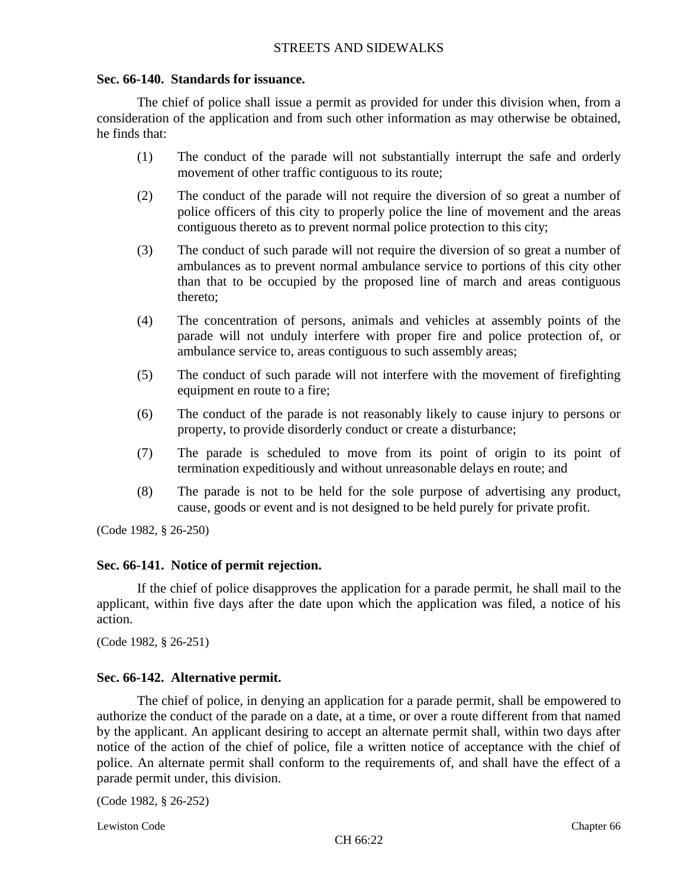### Sec. 66-140. Standards for issuance.

The chief of police shall issue a permit as provided for under this division when, from a consideration of the application and from such other information as may otherwise be obtained, he finds that:

(1) The conduct of the parade will not substantially interrupt the safe and orderly movement of other traffic contiguous to its route;

(2) The conduct of the parade will not require the diversion of so great a number of police officers of this city to properly police the line of movement and the areas contiguous thereto as to prevent normal police protection to this city;

(3) The conduct of such parade will not require the diversion of so great a number of ambulances as to prevent normal ambulance service to portions of this city other than that to be occupied by the proposed line of march and areas contiguous thereto;

(4) The concentration of persons, animals and vehicles at assembly points of the parade will not unduly interfere with proper fire and police protection of, or ambulance service to, areas contiguous to such assembly areas;

(5) The conduct of such parade will not interfere with the movement of firefighting equipment en route to a fire;

(6) The conduct of the parade is not reasonably likely to cause injury to persons or property, to provide disorderly conduct or create a disturbance;

(7) The parade is scheduled to move from its point of origin to its point of termination expeditiously and without unreasonable delays en route; and

(8) The parade is not to be held for the sole purpose of advertising any product, cause, goods or event and is not designed to be held purely for private profit.

(Code 1982, § 26-250)

### Sec. 66-141. Notice of permit rejection.

If the chief of police disapproves the application for a parade permit, he shall mail to the applicant, within five days after the date upon which the application was filed, a notice of his action.

(Code 1982, § 26-251)

### Sec. 66-142. Alternative permit.

The chief of police, in denying an application for a parade permit, shall be empowered to authorize the conduct of the parade on a date, at a time, or over a route different from that named by the applicant. An applicant desiring to accept an alternate permit shall, within two days after notice of the action of the chief of police, file a written notice of acceptance with the chief of police. An alternate permit shall conform to the requirements of, and shall have the effect of a parade permit under, this division.

(Code 1982, § 26-252)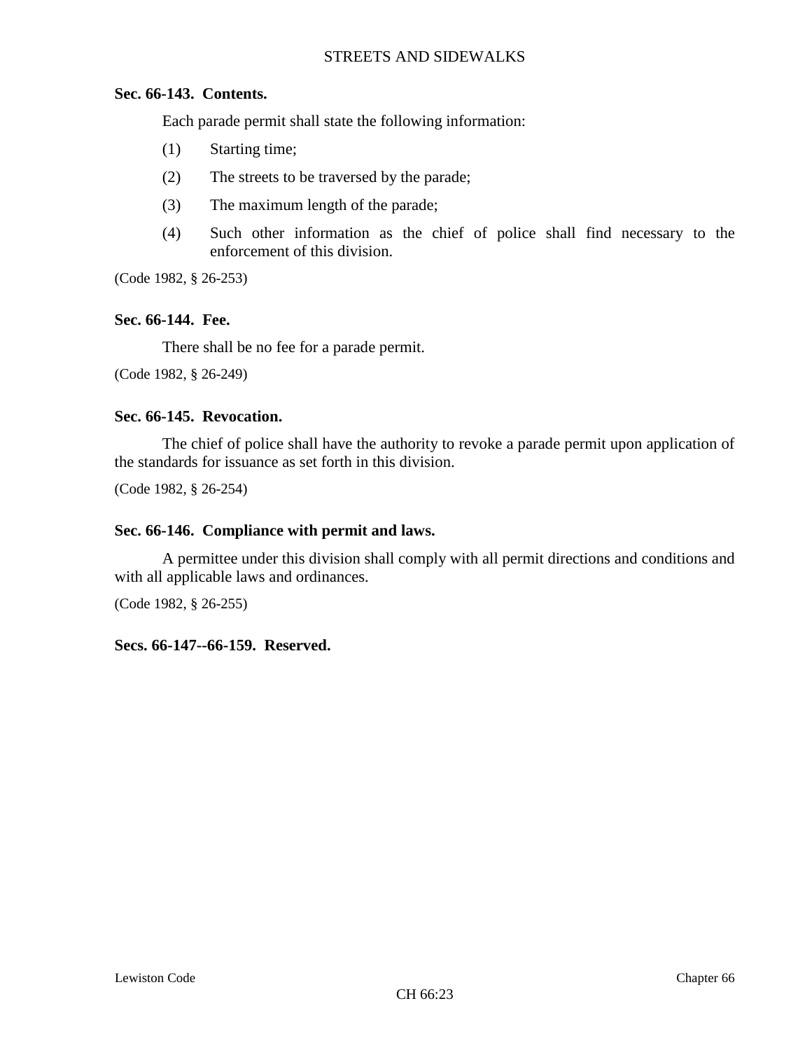### Sec. 66-143. Contents.

Each parade permit shall state the following information:

(1) Starting time;

(2) The streets to be traversed by the parade;

(3) The maximum length of the parade;

(4) Such other information as the chief of police shall find necessary to the enforcement of this division.

(Code 1982, § 26-253)

### Sec. 66-144. Fee.

There shall be no fee for a parade permit.

(Code 1982, § 26-249)

### Sec. 66-145. Revocation.

The chief of police shall have the authority to revoke a parade permit upon application of the standards for issuance as set forth in this division.

(Code 1982, § 26-254)

### Sec. 66-146. Compliance with permit and laws.

A permittee under this division shall comply with all permit directions and conditions and with all applicable laws and ordinances.

(Code 1982, § 26-255)

### Secs. 66-147--66-159. Reserved.